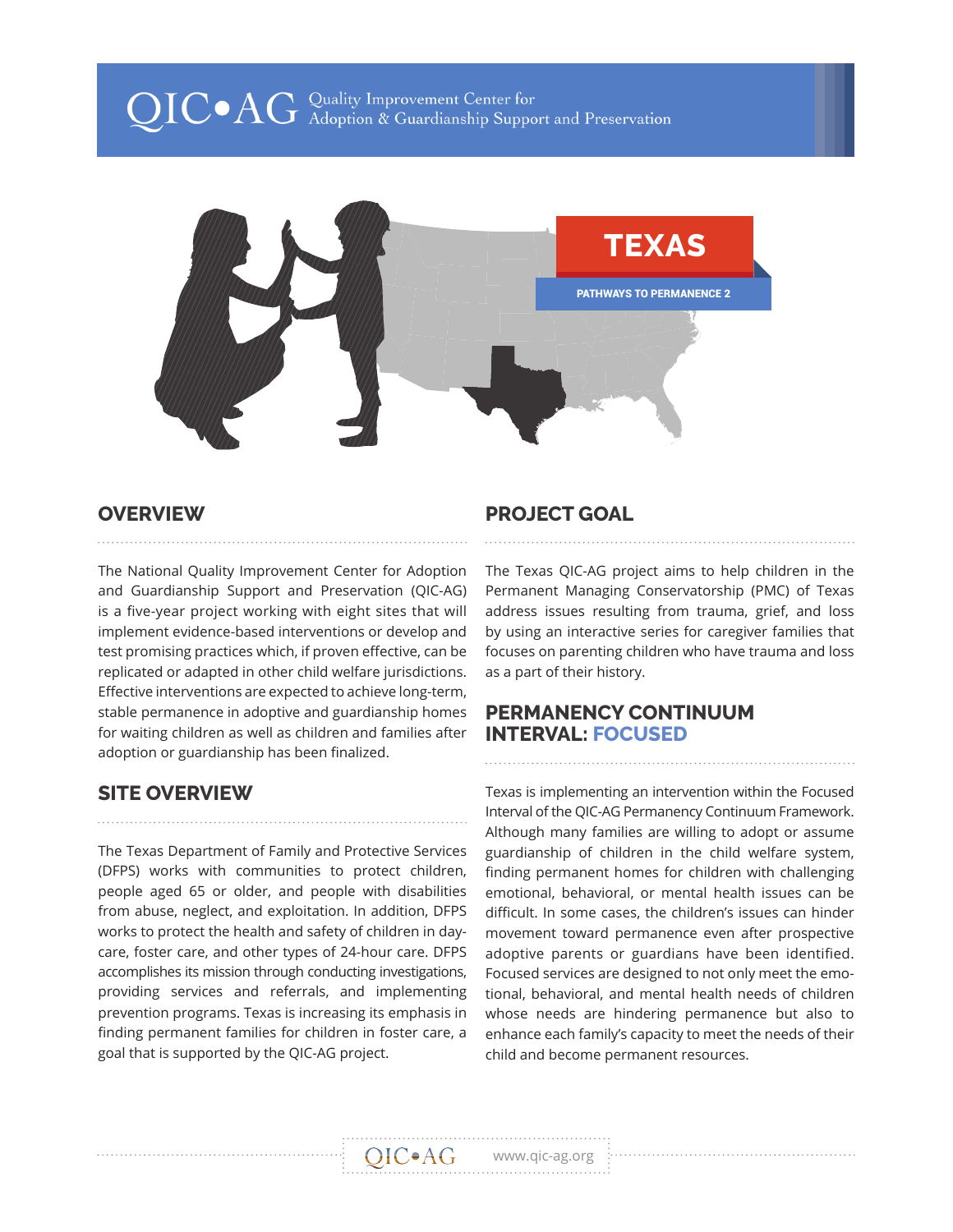# QIC•AG Quality Improvement Center for Adoption & Guardianship Support and Preservation

# TEXAS

PATHWAYS TO PERMANENCE 2

## OVERVIEW

The National Quality Improvement Center for Adoption and Guardianship Support and Preservation (QIC-AG) is a five-year project working with eight sites that will implement evidence-based interventions or develop and test promising practices which, if proven effective, can be replicated or adapted in other child welfare jurisdictions. Effective interventions are expected to achieve long-term, stable permanence in adoptive and guardianship homes for waiting children as well as children and families after adoption or guardianship has been finalized.

## SITE OVERVIEW

The Texas Department of Family and Protective Services (DFPS) works with communities to protect children, people aged 65 or older, and people with disabilities from abuse, neglect, and exploitation. In addition, DFPS works to protect the health and safety of children in day-care, foster care, and other types of 24-hour care. DFPS accomplishes its mission through conducting investigations, providing services and referrals, and implementing prevention programs. Texas is increasing its emphasis in finding permanent families for children in foster care, a goal that is supported by the QIC-AG project.

## PROJECT GOAL

The Texas QIC-AG project aims to help children in the Permanent Managing Conservatorship (PMC) of Texas address issues resulting from trauma, grief, and loss by using an interactive series for caregiver families that focuses on parenting children who have trauma and loss as a part of their history.

## PERMANENCY CONTINUUM INTERVAL: FOCUSED

Texas is implementing an intervention within the Focused Interval of the QIC-AG Permanency Continuum Framework. Although many families are willing to adopt or assume guardianship of children in the child welfare system, finding permanent homes for children with challenging emotional, behavioral, or mental health issues can be difficult. In some cases, the children's issues can hinder movement toward permanence even after prospective adoptive parents or guardians have been identified. Focused services are designed to not only meet the emotional, behavioral, and mental health needs of children whose needs are hindering permanence but also to enhance each family's capacity to meet the needs of their child and become permanent resources.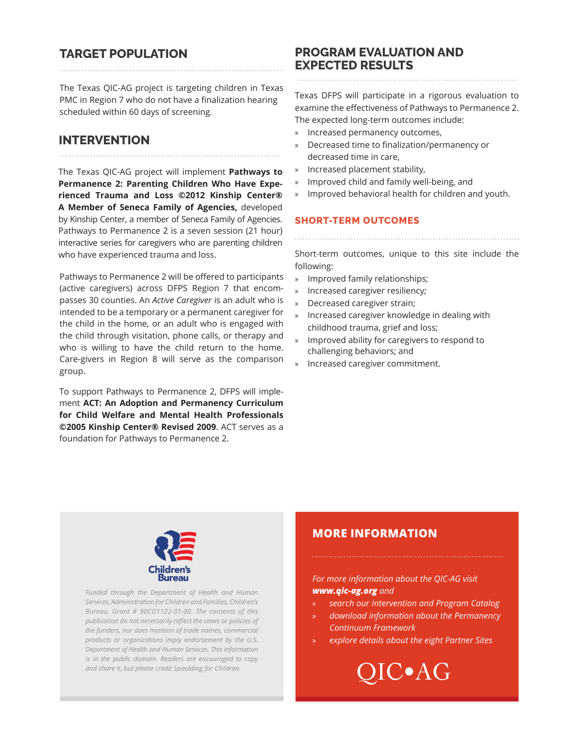## TARGET POPULATION

The Texas QIC-AG project is targeting children in Texas PMC in Region 7 who do not have a finalization hearing scheduled within 60 days of screening.

## INTERVENTION

The Texas QIC-AG project will implement **Pathways to Permanence 2: Parenting Children Who Have Experienced Trauma and Loss ©2012 Kinship Center® A Member of Seneca Family of Agencies,** developed by Kinship Center, a member of Seneca Family of Agencies. Pathways to Permanence 2 is a seven session (21 hour) interactive series for caregivers who are parenting children who have experienced trauma and loss.

Pathways to Permanence 2 will be offered to participants (active caregivers) across DFPS Region 7 that encompasses 30 counties. An *Active Caregiver* is an adult who is intended to be a temporary or a permanent caregiver for the child in the home, or an adult who is engaged with the child through visitation, phone calls, or therapy and who is willing to have the child return to the home. Care-givers in Region 8 will serve as the comparison group.

To support Pathways to Permanence 2, DFPS will implement **ACT: An Adoption and Permanency Curriculum for Child Welfare and Mental Health Professionals ©2005 Kinship Center® Revised 2009**. ACT serves as a foundation for Pathways to Permanence 2.

## PROGRAM EVALUATION AND EXPECTED RESULTS

Texas DFPS will participate in a rigorous evaluation to examine the effectiveness of Pathways to Permanence 2. The expected long-term outcomes include:

- Increased permanency outcomes,
- Decreased time to finalization/permanency or decreased time in care,
- Increased placement stability,
- Improved child and family well-being, and
- Improved behavioral health for children and youth.

### SHORT-TERM OUTCOMES

Short-term outcomes, unique to this site include the following:

- Improved family relationships;
- Increased caregiver resiliency;
- Decreased caregiver strain;
- Increased caregiver knowledge in dealing with childhood trauma, grief and loss;
- Improved ability for caregivers to respond to challenging behaviors; and
- Increased caregiver commitment.

Children's Bureau

*Funded through the Department of Health and Human Services, Administration for Children and Families, Children's Bureau, Grant # 90CO1122-01-00. The contents of this publication do not necessarily reflect the views or policies of the funders, nor does mention of trade names, commercial products or organizations imply endorsement by the U.S. Department of Health and Human Services. This information is in the public domain. Readers are encouraged to copy and share it, but please credit Spaulding for Children.*

## MORE INFORMATION

*For more information about the QIC-AG visit* ***www.qic-ag.org*** *and*

- *search our Intervention and Program Catalog*
- *download information about the Permanency Continuum Framework*
- *explore details about the eight Partner Sites*

QIC•AG